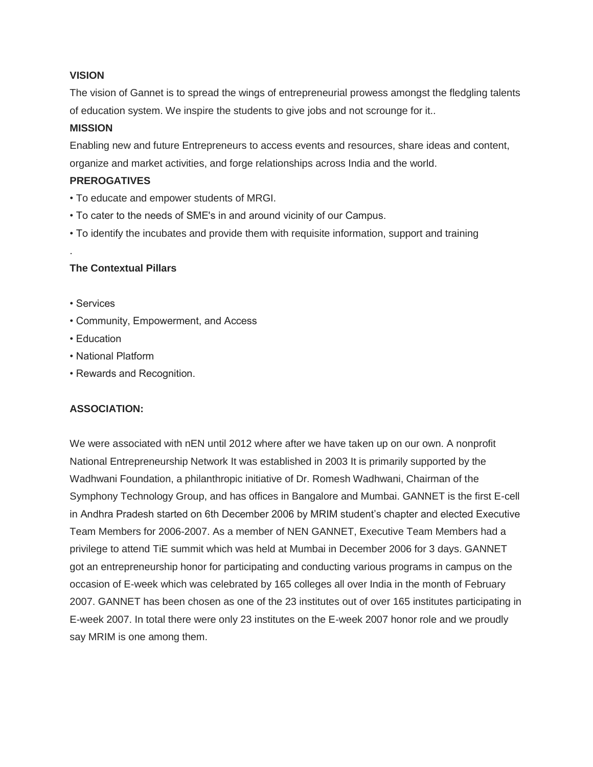**VISION**

The vision of Gannet is to spread the wings of entrepreneurial prowess amongst the fledgling talents of education system. We inspire the students to give jobs and not scrounge for it..

**MISSION**

Enabling new and future Entrepreneurs to access events and resources, share ideas and content, organize and market activities, and forge relationships across India and the world.

**PREROGATIVES**

- To educate and empower students of MRGI.
- To cater to the needs of SME's in and around vicinity of our Campus.
- To identify the incubates and provide them with requisite information, support and training

.

**The Contextual Pillars**

- Services
- Community, Empowerment, and Access
- Education
- National Platform
- Rewards and Recognition.

**ASSOCIATION:**

We were associated with nEN until 2012 where after we have taken up on our own. A nonprofit National Entrepreneurship Network It was established in 2003 It is primarily supported by the Wadhwani Foundation, a philanthropic initiative of Dr. Romesh Wadhwani, Chairman of the Symphony Technology Group, and has offices in Bangalore and Mumbai. GANNET is the first E-cell in Andhra Pradesh started on 6th December 2006 by MRIM student's chapter and elected Executive Team Members for 2006-2007. As a member of NEN GANNET, Executive Team Members had a privilege to attend TiE summit which was held at Mumbai in December 2006 for 3 days. GANNET got an entrepreneurship honor for participating and conducting various programs in campus on the occasion of E-week which was celebrated by 165 colleges all over India in the month of February 2007. GANNET has been chosen as one of the 23 institutes out of over 165 institutes participating in E-week 2007. In total there were only 23 institutes on the E-week 2007 honor role and we proudly say MRIM is one among them.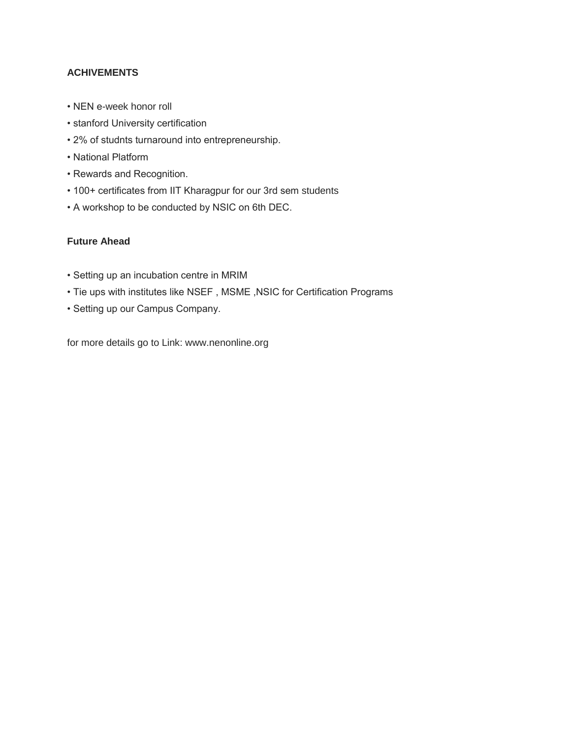**ACHIVEMENTS**

- NEN e-week honor roll
- stanford University certification
- 2% of studnts turnaround into entrepreneurship.
- National Platform
- Rewards and Recognition.
- 100+ certificates from IIT Kharagpur for our 3rd sem students
- A workshop to be conducted by NSIC on 6th DEC.

**Future Ahead**

- Setting up an incubation centre in MRIM
- Tie ups with institutes like NSEF , MSME ,NSIC for Certification Programs
- Setting up our Campus Company.

for more details go to Link: www.nenonline.org